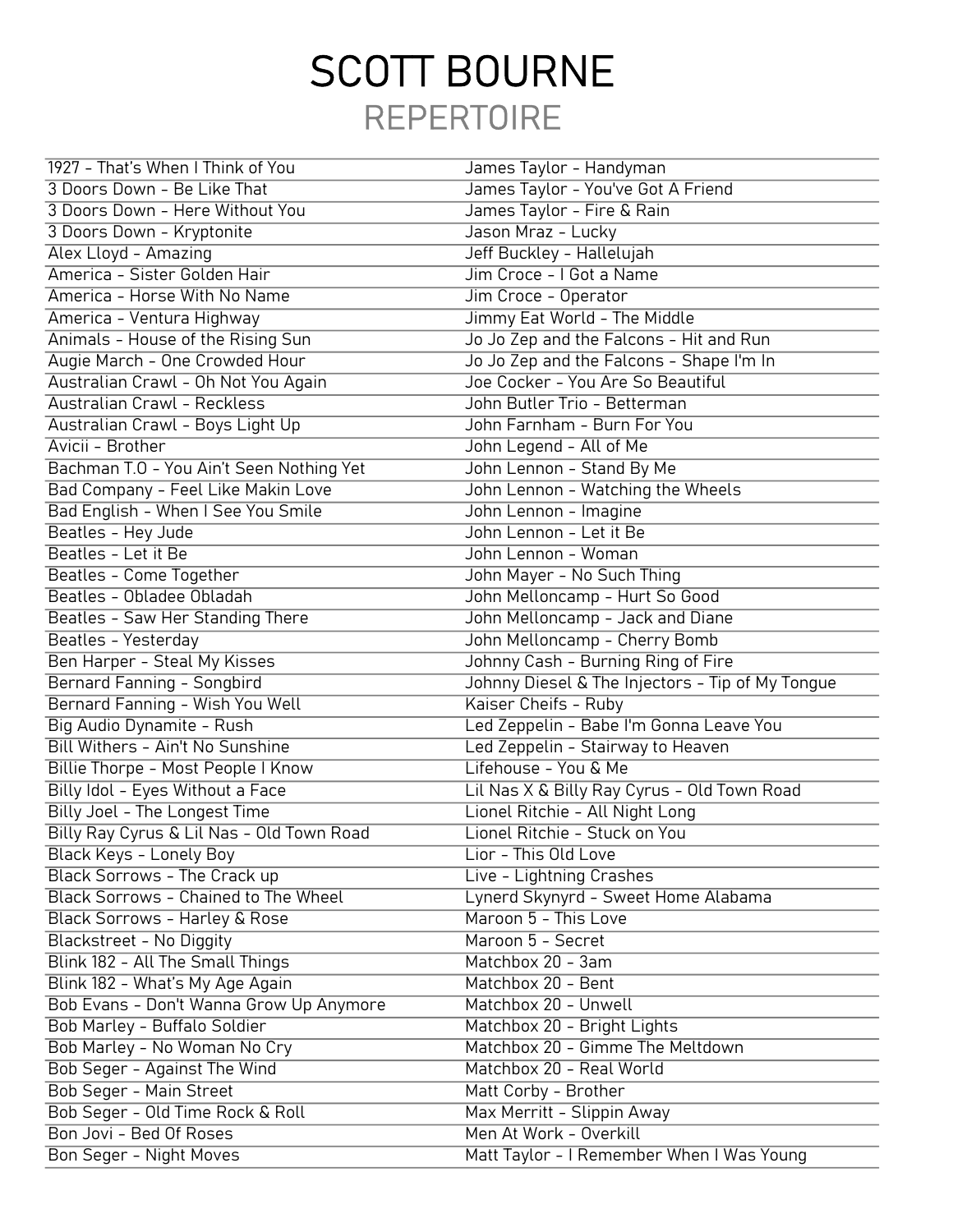# SCOTT BOURNE

## REPERTOIRE

- 1927 - That's When I Think of You
- 3 Doors Down - Be Like That
- 3 Doors Down - Here Without You
- 3 Doors Down - Kryptonite
- Alex Lloyd - Amazing
- America - Sister Golden Hair
- America - Horse With No Name
- America - Ventura Highway
- Animals - House of the Rising Sun
- Augie March - One Crowded Hour
- Australian Crawl - Oh Not You Again
- Australian Crawl - Reckless
- Australian Crawl - Boys Light Up
- Avicii - Brother
- Bachman T.O - You Ain't Seen Nothing Yet
- Bad Company - Feel Like Makin Love
- Bad English - When I See You Smile
- Beatles - Hey Jude
- Beatles - Let it Be
- Beatles - Come Together
- Beatles - Obladee Obladah
- Beatles - Saw Her Standing There
- Beatles - Yesterday
- Ben Harper - Steal My Kisses
- Bernard Fanning - Songbird
- Bernard Fanning - Wish You Well
- Big Audio Dynamite - Rush
- Bill Withers - Ain't No Sunshine
- Billie Thorpe - Most People I Know
- Billy Idol - Eyes Without a Face
- Billy Joel - The Longest Time
- Billy Ray Cyrus & Lil Nas - Old Town Road
- Black Keys - Lonely Boy
- Black Sorrows - The Crack up
- Black Sorrows - Chained to The Wheel
- Black Sorrows - Harley & Rose
- Blackstreet - No Diggity
- Blink 182 - All The Small Things
- Blink 182 - What's My Age Again
- Bob Evans - Don't Wanna Grow Up Anymore
- Bob Marley - Buffalo Soldier
- Bob Marley - No Woman No Cry
- Bob Seger - Against The Wind
- Bob Seger - Main Street
- Bob Seger - Old Time Rock & Roll
- Bon Jovi - Bed Of Roses
- Bon Seger - Night Moves
- James Taylor - Handyman
- James Taylor - You've Got A Friend
- James Taylor - Fire & Rain
- Jason Mraz - Lucky
- Jeff Buckley - Hallelujah
- Jim Croce - I Got a Name
- Jim Croce - Operator
- Jimmy Eat World - The Middle
- Jo Jo Zep and the Falcons - Hit and Run
- Jo Jo Zep and the Falcons - Shape I'm In
- Joe Cocker - You Are So Beautiful
- John Butler Trio - Betterman
- John Farnham - Burn For You
- John Legend - All of Me
- John Lennon - Stand By Me
- John Lennon - Watching the Wheels
- John Lennon - Imagine
- John Lennon - Let it Be
- John Lennon - Woman
- John Mayer - No Such Thing
- John Melloncamp - Hurt So Good
- John Melloncamp - Jack and Diane
- John Melloncamp - Cherry Bomb
- Johnny Cash - Burning Ring of Fire
- Johnny Diesel & The Injectors - Tip of My Tongue
- Kaiser Cheifs - Ruby
- Led Zeppelin - Babe I'm Gonna Leave You
- Led Zeppelin - Stairway to Heaven
- Lifehouse - You & Me
- Lil Nas X & Billy Ray Cyrus - Old Town Road
- Lionel Ritchie - All Night Long
- Lionel Ritchie - Stuck on You
- Lior - This Old Love
- Live - Lightning Crashes
- Lynerd Skynyrd - Sweet Home Alabama
- Maroon 5 - This Love
- Maroon 5 - Secret
- Matchbox 20 - 3am
- Matchbox 20 - Bent
- Matchbox 20 - Unwell
- Matchbox 20 - Bright Lights
- Matchbox 20 - Gimme The Meltdown
- Matchbox 20 - Real World
- Matt Corby - Brother
- Max Merritt - Slippin Away
- Men At Work - Overkill
- Matt Taylor - I Remember When I Was Young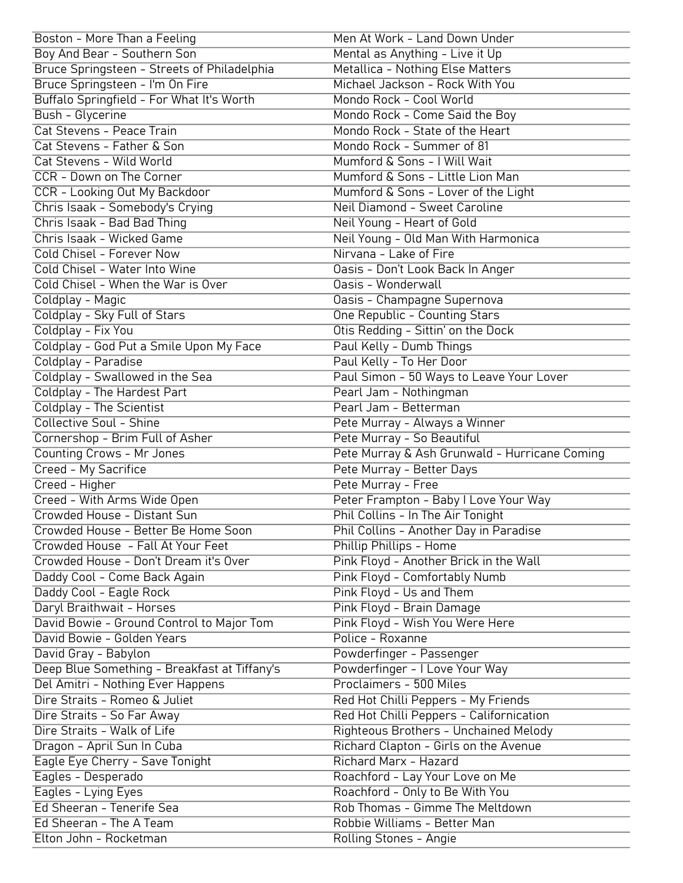| | |
|---|---|
| Boston - More Than a Feeling | Men At Work - Land Down Under |
| Boy And Bear - Southern Son | Mental as Anything - Live it Up |
| Bruce Springsteen - Streets of Philadelphia | Metallica - Nothing Else Matters |
| Bruce Springsteen - I'm On Fire | Michael Jackson - Rock With You |
| Buffalo Springfield - For What It's Worth | Mondo Rock - Cool World |
| Bush - Glycerine | Mondo Rock - Come Said the Boy |
| Cat Stevens - Peace Train | Mondo Rock - State of the Heart |
| Cat Stevens - Father & Son | Mondo Rock - Summer of 81 |
| Cat Stevens - Wild World | Mumford & Sons - I Will Wait |
| CCR - Down on The Corner | Mumford & Sons - Little Lion Man |
| CCR - Looking Out My Backdoor | Mumford & Sons - Lover of the Light |
| Chris Isaak - Somebody's Crying | Neil Diamond - Sweet Caroline |
| Chris Isaak - Bad Bad Thing | Neil Young - Heart of Gold |
| Chris Isaak - Wicked Game | Neil Young - Old Man With Harmonica |
| Cold Chisel - Forever Now | Nirvana - Lake of Fire |
| Cold Chisel - Water Into Wine | Oasis - Don't Look Back In Anger |
| Cold Chisel - When the War is Over | Oasis - Wonderwall |
| Coldplay - Magic | Oasis - Champagne Supernova |
| Coldplay - Sky Full of Stars | One Republic - Counting Stars |
| Coldplay - Fix You | Otis Redding - Sittin' on the Dock |
| Coldplay - God Put a Smile Upon My Face | Paul Kelly - Dumb Things |
| Coldplay - Paradise | Paul Kelly - To Her Door |
| Coldplay - Swallowed in the Sea | Paul Simon - 50 Ways to Leave Your Lover |
| Coldplay - The Hardest Part | Pearl Jam - Nothingman |
| Coldplay - The Scientist | Pearl Jam - Betterman |
| Collective Soul - Shine | Pete Murray - Always a Winner |
| Cornershop - Brim Full of Asher | Pete Murray - So Beautiful |
| Counting Crows - Mr Jones | Pete Murray & Ash Grunwald - Hurricane Coming |
| Creed - My Sacrifice | Pete Murray - Better Days |
| Creed - Higher | Pete Murray - Free |
| Creed - With Arms Wide Open | Peter Frampton - Baby I Love Your Way |
| Crowded House - Distant Sun | Phil Collins - In The Air Tonight |
| Crowded House - Better Be Home Soon | Phil Collins - Another Day in Paradise |
| Crowded House - Fall At Your Feet | Phillip Phillips - Home |
| Crowded House - Don't Dream it's Over | Pink Floyd - Another Brick in the Wall |
| Daddy Cool - Come Back Again | Pink Floyd - Comfortably Numb |
| Daddy Cool - Eagle Rock | Pink Floyd - Us and Them |
| Daryl Braithwait - Horses | Pink Floyd - Brain Damage |
| David Bowie - Ground Control to Major Tom | Pink Floyd - Wish You Were Here |
| David Bowie - Golden Years | Police - Roxanne |
| David Gray - Babylon | Powderfinger - Passenger |
| Deep Blue Something - Breakfast at Tiffany's | Powderfinger - I Love Your Way |
| Del Amitri - Nothing Ever Happens | Proclaimers - 500 Miles |
| Dire Straits - Romeo & Juliet | Red Hot Chilli Peppers - My Friends |
| Dire Straits - So Far Away | Red Hot Chilli Peppers - Californication |
| Dire Straits - Walk of Life | Righteous Brothers - Unchained Melody |
| Dragon - April Sun In Cuba | Richard Clapton - Girls on the Avenue |
| Eagle Eye Cherry - Save Tonight | Richard Marx - Hazard |
| Eagles - Desperado | Roachford - Lay Your Love on Me |
| Eagles - Lying Eyes | Roachford - Only to Be With You |
| Ed Sheeran - Tenerife Sea | Rob Thomas - Gimme The Meltdown |
| Ed Sheeran - The A Team | Robbie Williams - Better Man |
| Elton John - Rocketman | Rolling Stones - Angie |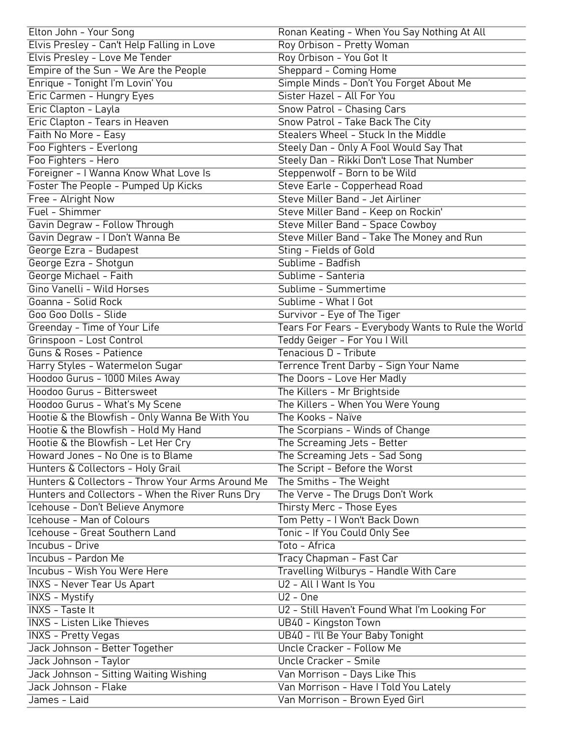| | |
|---|---|
| Elton John - Your Song | Ronan Keating - When You Say Nothing At All |
| Elvis Presley - Can't Help Falling in Love | Roy Orbison - Pretty Woman |
| Elvis Presley - Love Me Tender | Roy Orbison - You Got It |
| Empire of the Sun - We Are the People | Sheppard - Coming Home |
| Enrique - Tonight I'm Lovin' You | Simple Minds - Don't You Forget About Me |
| Eric Carmen - Hungry Eyes | Sister Hazel - All For You |
| Eric Clapton - Layla | Snow Patrol - Chasing Cars |
| Eric Clapton - Tears in Heaven | Snow Patrol - Take Back The City |
| Faith No More - Easy | Stealers Wheel - Stuck In the Middle |
| Foo Fighters - Everlong | Steely Dan - Only A Fool Would Say That |
| Foo Fighters - Hero | Steely Dan - Rikki Don't Lose That Number |
| Foreigner - I Wanna Know What Love Is | Steppenwolf - Born to be Wild |
| Foster The People - Pumped Up Kicks | Steve Earle - Copperhead Road |
| Free - Alright Now | Steve Miller Band - Jet Airliner |
| Fuel - Shimmer | Steve Miller Band - Keep on Rockin' |
| Gavin Degraw - Follow Through | Steve Miller Band - Space Cowboy |
| Gavin Degraw - I Don't Wanna Be | Steve Miller Band - Take The Money and Run |
| George Ezra - Budapest | Sting - Fields of Gold |
| George Ezra - Shotgun | Sublime - Badfish |
| George Michael - Faith | Sublime - Santeria |
| Gino Vanelli - Wild Horses | Sublime - Summertime |
| Goanna - Solid Rock | Sublime - What I Got |
| Goo Goo Dolls - Slide | Survivor - Eye of The Tiger |
| Greenday - Time of Your Life | Tears For Fears - Everybody Wants to Rule the World |
| Grinspoon - Lost Control | Teddy Geiger - For You I Will |
| Guns & Roses - Patience | Tenacious D - Tribute |
| Harry Styles - Watermelon Sugar | Terrence Trent Darby - Sign Your Name |
| Hoodoo Gurus - 1000 Miles Away | The Doors - Love Her Madly |
| Hoodoo Gurus - Bittersweet | The Killers - Mr Brightside |
| Hoodoo Gurus - What's My Scene | The Killers - When You Were Young |
| Hootie & the Blowfish - Only Wanna Be With You | The Kooks - Naïve |
| Hootie & the Blowfish - Hold My Hand | The Scorpians - Winds of Change |
| Hootie & the Blowfish - Let Her Cry | The Screaming Jets - Better |
| Howard Jones - No One is to Blame | The Screaming Jets - Sad Song |
| Hunters & Collectors - Holy Grail | The Script - Before the Worst |
| Hunters & Collectors - Throw Your Arms Around Me | The Smiths - The Weight |
| Hunters and Collectors - When the River Runs Dry | The Verve - The Drugs Don't Work |
| Icehouse - Don't Believe Anymore | Thirsty Merc - Those Eyes |
| Icehouse - Man of Colours | Tom Petty - I Won't Back Down |
| Icehouse - Great Southern Land | Tonic - If You Could Only See |
| Incubus - Drive | Toto - Africa |
| Incubus - Pardon Me | Tracy Chapman - Fast Car |
| Incubus - Wish You Were Here | Travelling Wilburys - Handle With Care |
| INXS - Never Tear Us Apart | U2 - All I Want Is You |
| INXS - Mystify | U2 - One |
| INXS - Taste It | U2 - Still Haven't Found What I'm Looking For |
| INXS - Listen Like Thieves | UB40 - Kingston Town |
| INXS - Pretty Vegas | UB40 - I'll Be Your Baby Tonight |
| Jack Johnson - Better Together | Uncle Cracker - Follow Me |
| Jack Johnson - Taylor | Uncle Cracker - Smile |
| Jack Johnson - Sitting Waiting Wishing | Van Morrison - Days Like This |
| Jack Johnson - Flake | Van Morrison - Have I Told You Lately |
| James - Laid | Van Morrison - Brown Eyed Girl |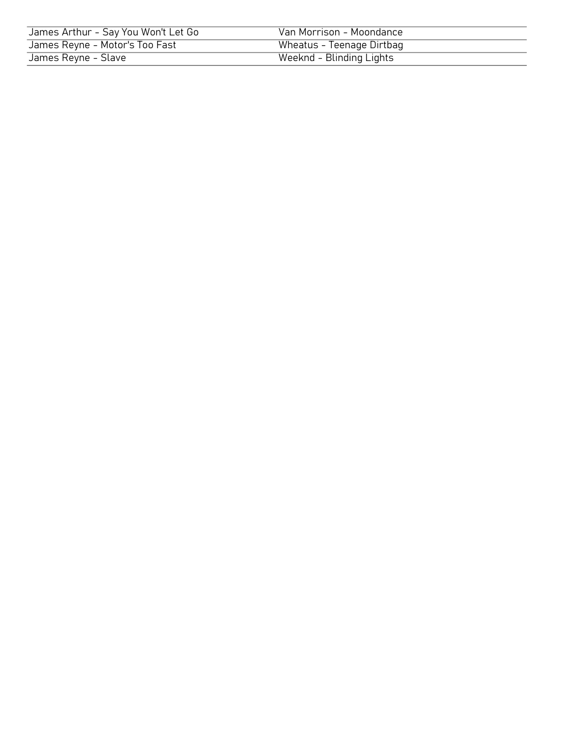| | |
|---|---|
| James Arthur - Say You Won't Let Go | Van Morrison - Moondance |
| James Reyne - Motor's Too Fast | Wheatus - Teenage Dirtbag |
| James Reyne - Slave | Weeknd - Blinding Lights |